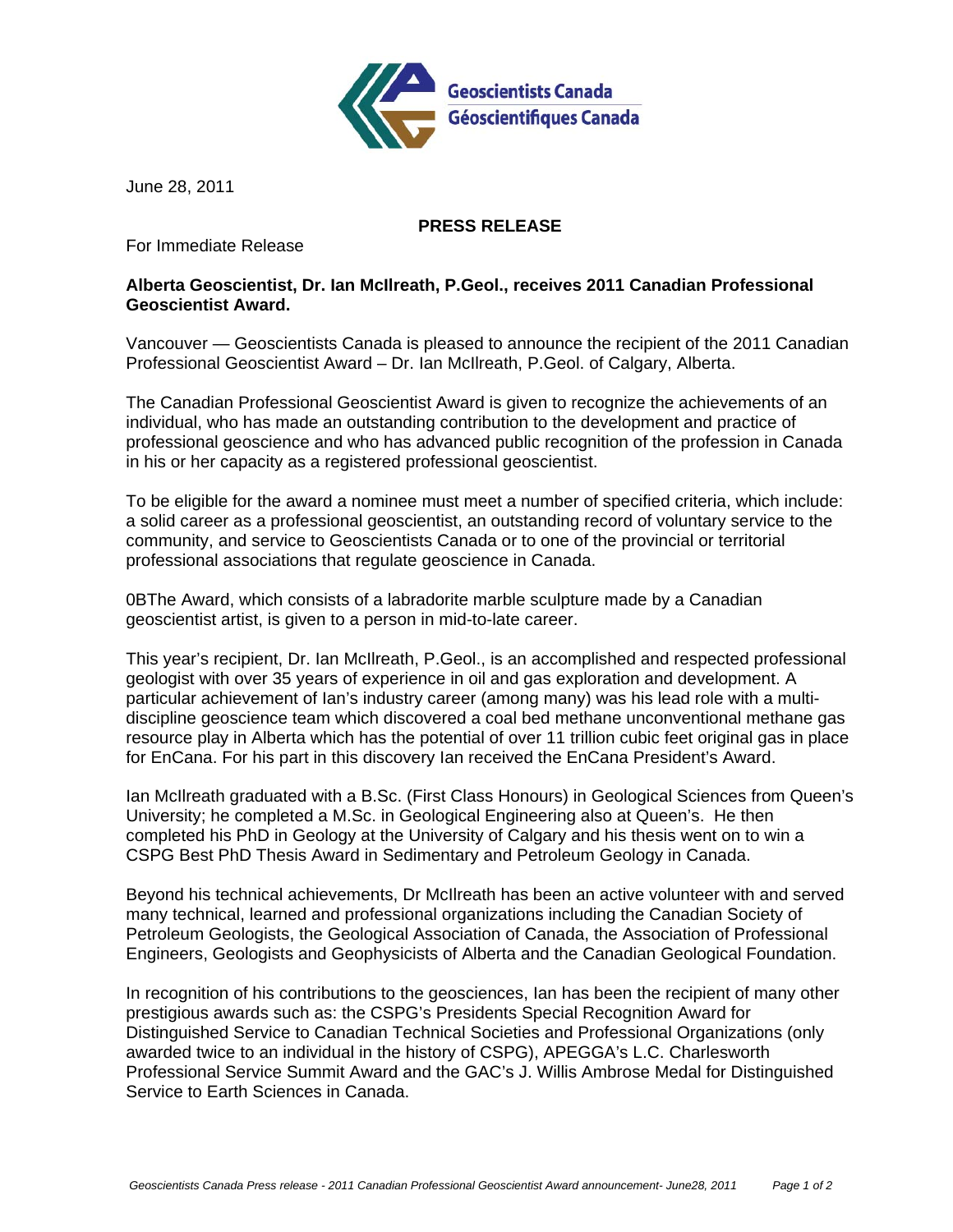Geoscientists Canada
Géoscientifiques Canada

June 28, 2011

**PRESS RELEASE**

For Immediate Release

**Alberta Geoscientist, Dr. Ian McIlreath, P.Geol., receives 2011 Canadian Professional Geoscientist Award.**

Vancouver — Geoscientists Canada is pleased to announce the recipient of the 2011 Canadian Professional Geoscientist Award – Dr. Ian McIlreath, P.Geol. of Calgary, Alberta.

The Canadian Professional Geoscientist Award is given to recognize the achievements of an individual, who has made an outstanding contribution to the development and practice of professional geoscience and who has advanced public recognition of the profession in Canada in his or her capacity as a registered professional geoscientist.

To be eligible for the award a nominee must meet a number of specified criteria, which include: a solid career as a professional geoscientist, an outstanding record of voluntary service to the community, and service to Geoscientists Canada or to one of the provincial or territorial professional associations that regulate geoscience in Canada.

0BThe Award, which consists of a labradorite marble sculpture made by a Canadian geoscientist artist, is given to a person in mid-to-late career.

This year's recipient, Dr. Ian McIlreath, P.Geol., is an accomplished and respected professional geologist with over 35 years of experience in oil and gas exploration and development. A particular achievement of Ian's industry career (among many) was his lead role with a multi-discipline geoscience team which discovered a coal bed methane unconventional methane gas resource play in Alberta which has the potential of over 11 trillion cubic feet original gas in place for EnCana. For his part in this discovery Ian received the EnCana President's Award.

Ian McIlreath graduated with a B.Sc. (First Class Honours) in Geological Sciences from Queen's University; he completed a M.Sc. in Geological Engineering also at Queen's. He then completed his PhD in Geology at the University of Calgary and his thesis went on to win a CSPG Best PhD Thesis Award in Sedimentary and Petroleum Geology in Canada.

Beyond his technical achievements, Dr McIlreath has been an active volunteer with and served many technical, learned and professional organizations including the Canadian Society of Petroleum Geologists, the Geological Association of Canada, the Association of Professional Engineers, Geologists and Geophysicists of Alberta and the Canadian Geological Foundation.

In recognition of his contributions to the geosciences, Ian has been the recipient of many other prestigious awards such as: the CSPG's Presidents Special Recognition Award for Distinguished Service to Canadian Technical Societies and Professional Organizations (only awarded twice to an individual in the history of CSPG), APEGGA's L.C. Charlesworth Professional Service Summit Award and the GAC's J. Willis Ambrose Medal for Distinguished Service to Earth Sciences in Canada.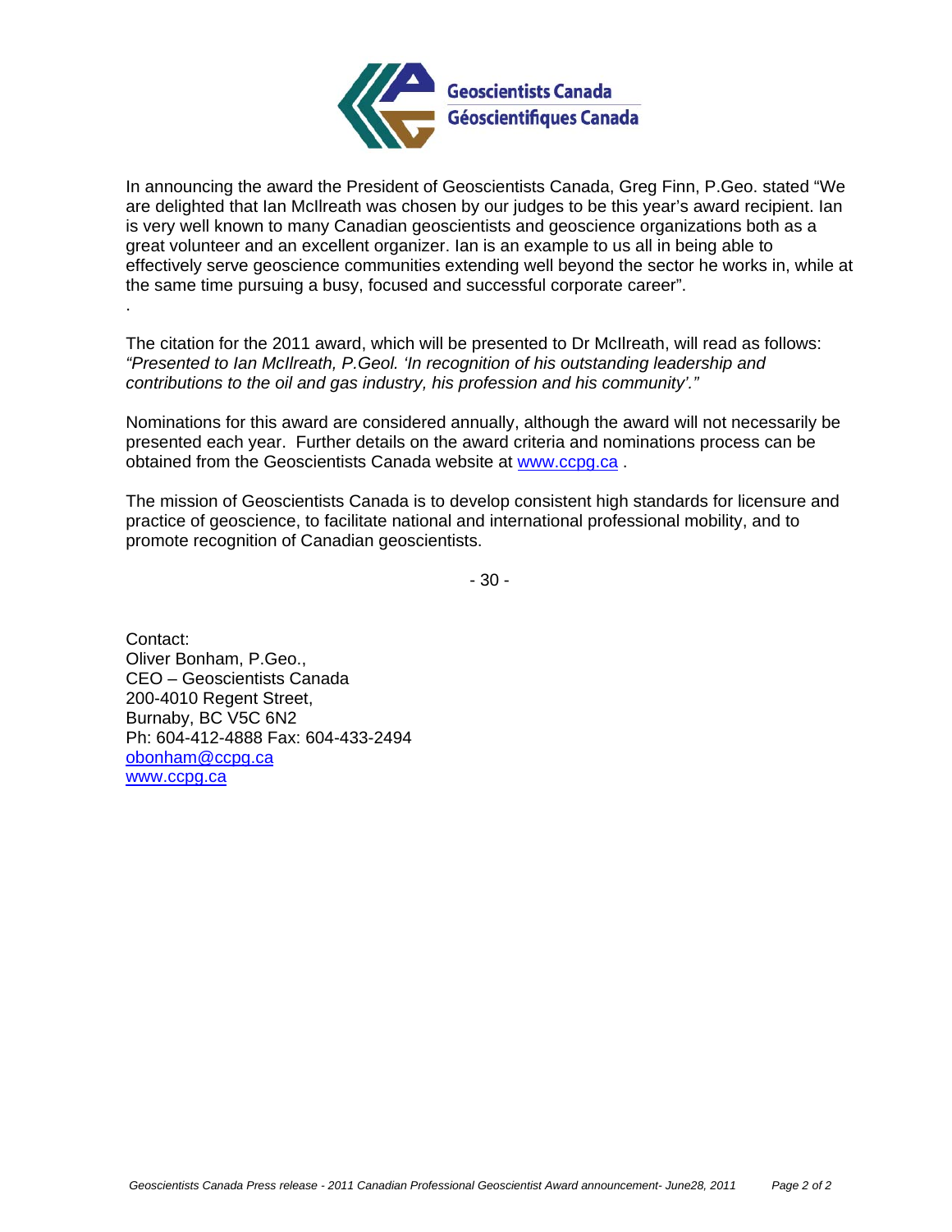Geoscientists Canada
Géoscientifiques Canada

In announcing the award the President of Geoscientists Canada, Greg Finn, P.Geo. stated "We are delighted that Ian McIlreath was chosen by our judges to be this year's award recipient. Ian is very well known to many Canadian geoscientists and geoscience organizations both as a great volunteer and an excellent organizer. Ian is an example to us all in being able to effectively serve geoscience communities extending well beyond the sector he works in, while at the same time pursuing a busy, focused and successful corporate career".

.

The citation for the 2011 award, which will be presented to Dr McIlreath, will read as follows: *"Presented to Ian McIlreath, P.Geol. 'In recognition of his outstanding leadership and contributions to the oil and gas industry, his profession and his community'."*

Nominations for this award are considered annually, although the award will not necessarily be presented each year. Further details on the award criteria and nominations process can be obtained from the Geoscientists Canada website at www.ccpg.ca .

The mission of Geoscientists Canada is to develop consistent high standards for licensure and practice of geoscience, to facilitate national and international professional mobility, and to promote recognition of Canadian geoscientists.

- 30 -

Contact:
Oliver Bonham, P.Geo.,
CEO – Geoscientists Canada
200-4010 Regent Street,
Burnaby, BC V5C 6N2
Ph: 604-412-4888 Fax: 604-433-2494
obonham@ccpg.ca
www.ccpg.ca